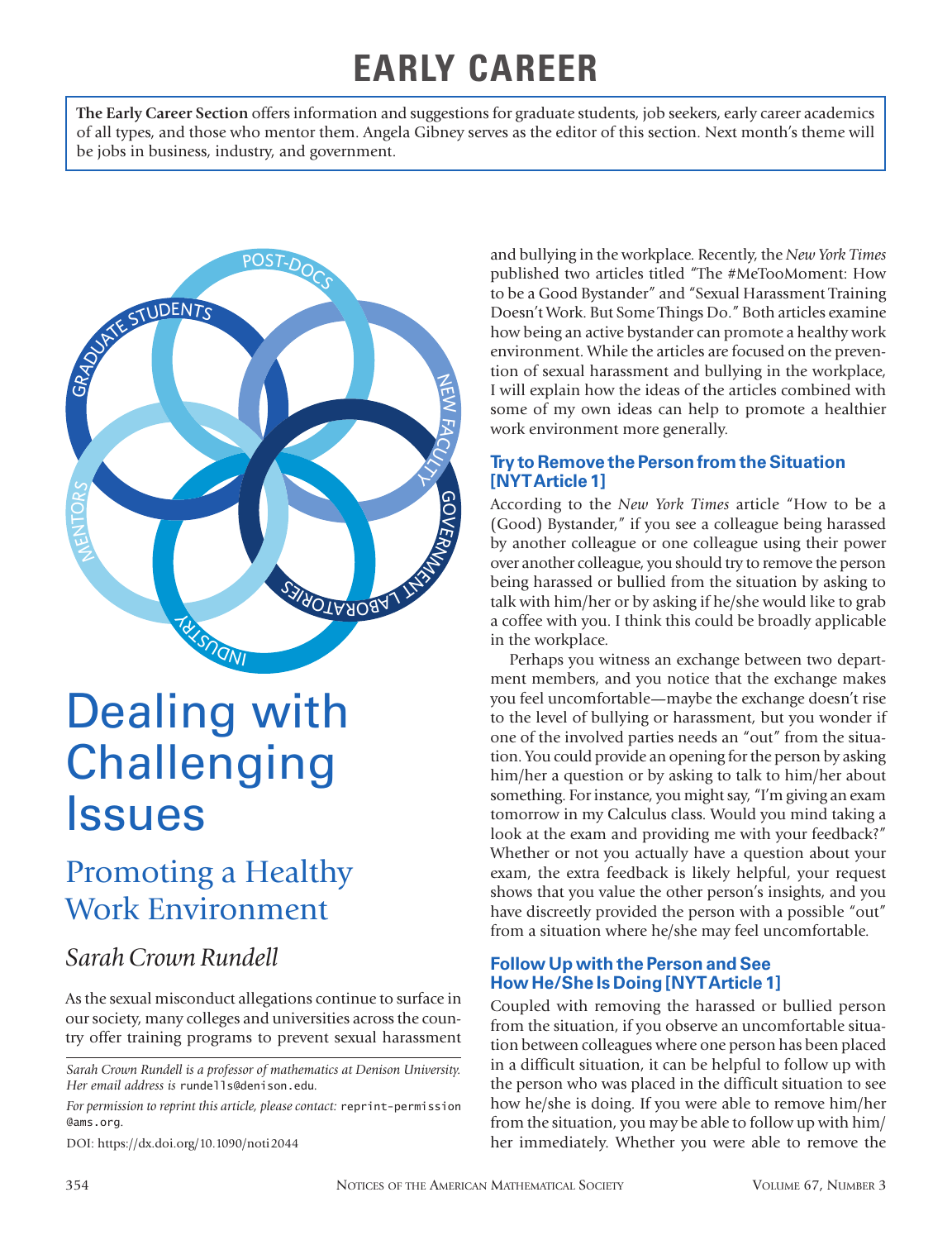# EARLY CAREER

**The Early Career Section** offers information and suggestions for graduate students, job seekers, early career academics of all types, and those who mentor them. Angela Gibney serves as the editor of this section. Next month's theme will be jobs in business, industry, and government.

# Dealing with Challenging Issues

## Promoting a Healthy Work Environment

### *Sarah Crown Rundell*

As the sexual misconduct allegations continue to surface in our society, many colleges and universities across the country offer training programs to prevent sexual harassment and bullying in the workplace. Recently, the *New York Times* published two articles titled "The #MeTooMoment: How to be a Good Bystander" and "Sexual Harassment Training Doesn't Work. But Some Things Do." Both articles examine how being an active bystander can promote a healthy work environment. While the articles are focused on the prevention of sexual harassment and bullying in the workplace, I will explain how the ideas of the articles combined with some of my own ideas can help to promote a healthier work environment more generally.

*Sarah Crown Rundell is a professor of mathematics at Denison University. Her email address is* rundells@denison.edu.

*For permission to reprint this article, please contact:* reprint-permission@ams.org.

DOI: https://dx.doi.org/10.1090/noti2044

### Try to Remove the Person from the Situation [NYT Article 1]

According to the *New York Times* article "How to be a (Good) Bystander," if you see a colleague being harassed by another colleague or one colleague using their power over another colleague, you should try to remove the person being harassed or bullied from the situation by asking to talk with him/her or by asking if he/she would like to grab a coffee with you. I think this could be broadly applicable in the workplace.

Perhaps you witness an exchange between two department members, and you notice that the exchange makes you feel uncomfortable—maybe the exchange doesn't rise to the level of bullying or harassment, but you wonder if one of the involved parties needs an "out" from the situation. You could provide an opening for the person by asking him/her a question or by asking to talk to him/her about something. For instance, you might say, "I'm giving an exam tomorrow in my Calculus class. Would you mind taking a look at the exam and providing me with your feedback?" Whether or not you actually have a question about your exam, the extra feedback is likely helpful, your request shows that you value the other person's insights, and you have discreetly provided the person with a possible "out" from a situation where he/she may feel uncomfortable.

### Follow Up with the Person and See How He/She Is Doing [NYT Article 1]

Coupled with removing the harassed or bullied person from the situation, if you observe an uncomfortable situation between colleagues where one person has been placed in a difficult situation, it can be helpful to follow up with the person who was placed in the difficult situation to see how he/she is doing. If you were able to remove him/her from the situation, you may be able to follow up with him/her immediately. Whether you were able to remove the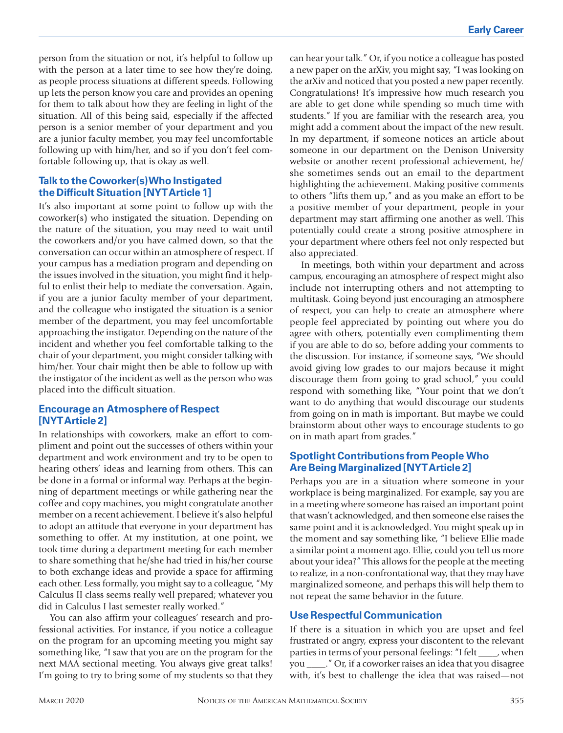person from the situation or not, it's helpful to follow up with the person at a later time to see how they're doing, as people process situations at different speeds. Following up lets the person know you care and provides an opening for them to talk about how they are feeling in light of the situation. All of this being said, especially if the affected person is a senior member of your department and you are a junior faculty member, you may feel uncomfortable following up with him/her, and so if you don't feel comfortable following up, that is okay as well.

### Talk to the Coworker(s) Who Instigated the Difficult Situation [NYT Article 1]

It's also important at some point to follow up with the coworker(s) who instigated the situation. Depending on the nature of the situation, you may need to wait until the coworkers and/or you have calmed down, so that the conversation can occur within an atmosphere of respect. If your campus has a mediation program and depending on the issues involved in the situation, you might find it helpful to enlist their help to mediate the conversation. Again, if you are a junior faculty member of your department, and the colleague who instigated the situation is a senior member of the department, you may feel uncomfortable approaching the instigator. Depending on the nature of the incident and whether you feel comfortable talking to the chair of your department, you might consider talking with him/her. Your chair might then be able to follow up with the instigator of the incident as well as the person who was placed into the difficult situation.

### Encourage an Atmosphere of Respect [NYT Article 2]

In relationships with coworkers, make an effort to compliment and point out the successes of others within your department and work environment and try to be open to hearing others' ideas and learning from others. This can be done in a formal or informal way. Perhaps at the beginning of department meetings or while gathering near the coffee and copy machines, you might congratulate another member on a recent achievement. I believe it's also helpful to adopt an attitude that everyone in your department has something to offer. At my institution, at one point, we took time during a department meeting for each member to share something that he/she had tried in his/her course to both exchange ideas and provide a space for affirming each other. Less formally, you might say to a colleague, "My Calculus II class seems really well prepared; whatever you did in Calculus I last semester really worked."

You can also affirm your colleagues' research and professional activities. For instance, if you notice a colleague on the program for an upcoming meeting you might say something like, "I saw that you are on the program for the next MAA sectional meeting. You always give great talks! I'm going to try to bring some of my students so that they can hear your talk." Or, if you notice a colleague has posted a new paper on the arXiv, you might say, "I was looking on the arXiv and noticed that you posted a new paper recently. Congratulations! It's impressive how much research you are able to get done while spending so much time with students." If you are familiar with the research area, you might add a comment about the impact of the new result. In my department, if someone notices an article about someone in our department on the Denison University website or another recent professional achievement, he/she sometimes sends out an email to the department highlighting the achievement. Making positive comments to others "lifts them up," and as you make an effort to be a positive member of your department, people in your department may start affirming one another as well. This potentially could create a strong positive atmosphere in your department where others feel not only respected but also appreciated.

In meetings, both within your department and across campus, encouraging an atmosphere of respect might also include not interrupting others and not attempting to multitask. Going beyond just encouraging an atmosphere of respect, you can help to create an atmosphere where people feel appreciated by pointing out where you do agree with others, potentially even complimenting them if you are able to do so, before adding your comments to the discussion. For instance, if someone says, "We should avoid giving low grades to our majors because it might discourage them from going to grad school," you could respond with something like, "Your point that we don't want to do anything that would discourage our students from going on in math is important. But maybe we could brainstorm about other ways to encourage students to go on in math apart from grades."

### Spotlight Contributions from People Who Are Being Marginalized [NYT Article 2]

Perhaps you are in a situation where someone in your workplace is being marginalized. For example, say you are in a meeting where someone has raised an important point that wasn't acknowledged, and then someone else raises the same point and it is acknowledged. You might speak up in the moment and say something like, "I believe Ellie made a similar point a moment ago. Ellie, could you tell us more about your idea?" This allows for the people at the meeting to realize, in a non-confrontational way, that they may have marginalized someone, and perhaps this will help them to not repeat the same behavior in the future.

### Use Respectful Communication

If there is a situation in which you are upset and feel frustrated or angry, express your discontent to the relevant parties in terms of your personal feelings: "I felt ____, when you ____." Or, if a coworker raises an idea that you disagree with, it's best to challenge the idea that was raised—not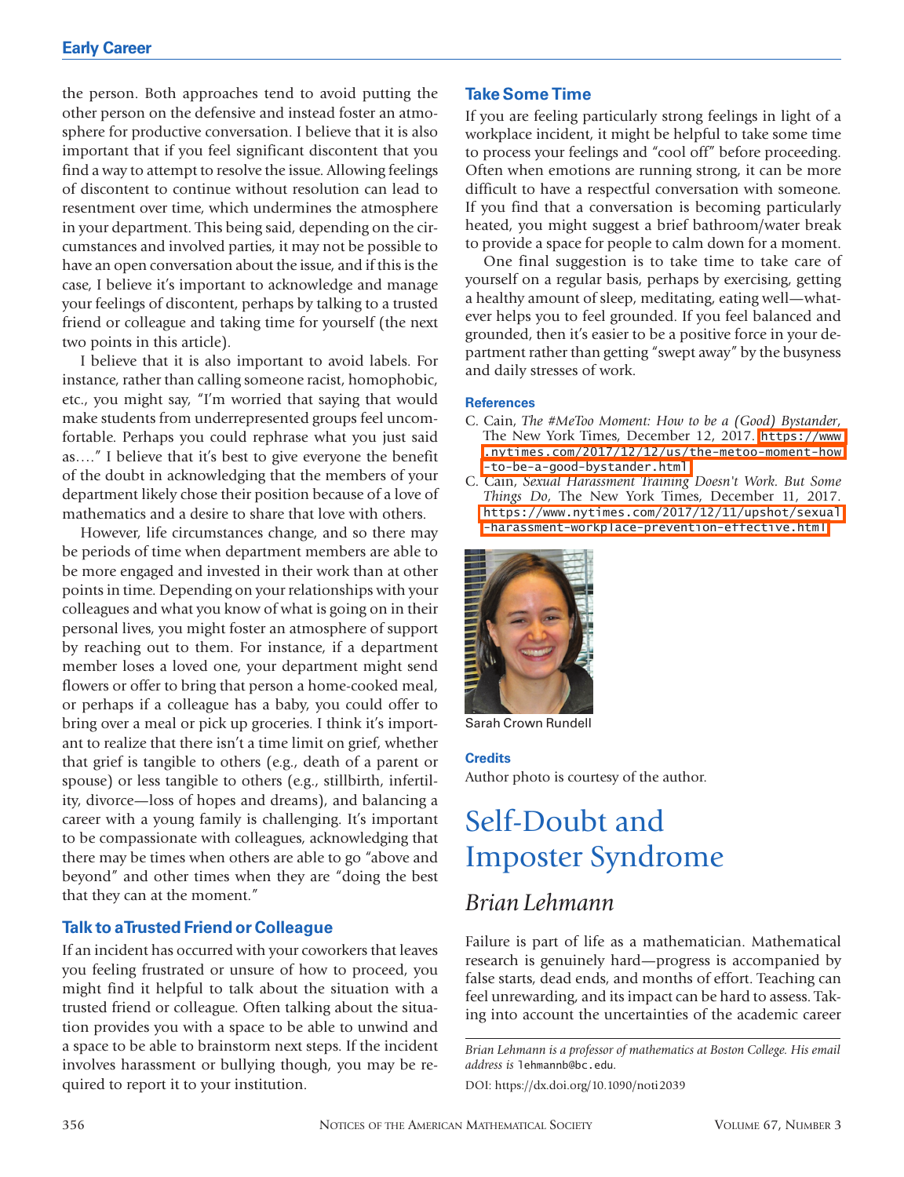the person. Both approaches tend to avoid putting the other person on the defensive and instead foster an atmosphere for productive conversation. I believe that it is also important that if you feel significant discontent that you find a way to attempt to resolve the issue. Allowing feelings of discontent to continue without resolution can lead to resentment over time, which undermines the atmosphere in your department. This being said, depending on the circumstances and involved parties, it may not be possible to have an open conversation about the issue, and if this is the case, I believe it's important to acknowledge and manage your feelings of discontent, perhaps by talking to a trusted friend or colleague and taking time for yourself (the next two points in this article).

I believe that it is also important to avoid labels. For instance, rather than calling someone racist, homophobic, etc., you might say, "I'm worried that saying that would make students from underrepresented groups feel uncomfortable. Perhaps you could rephrase what you just said as…." I believe that it's best to give everyone the benefit of the doubt in acknowledging that the members of your department likely chose their position because of a love of mathematics and a desire to share that love with others.

However, life circumstances change, and so there may be periods of time when department members are able to be more engaged and invested in their work than at other points in time. Depending on your relationships with your colleagues and what you know of what is going on in their personal lives, you might foster an atmosphere of support by reaching out to them. For instance, if a department member loses a loved one, your department might send flowers or offer to bring that person a home-cooked meal, or perhaps if a colleague has a baby, you could offer to bring over a meal or pick up groceries. I think it's important to realize that there isn't a time limit on grief, whether that grief is tangible to others (e.g., death of a parent or spouse) or less tangible to others (e.g., stillbirth, infertility, divorce—loss of hopes and dreams), and balancing a career with a young family is challenging. It's important to be compassionate with colleagues, acknowledging that there may be times when others are able to go "above and beyond" and other times when they are "doing the best that they can at the moment."

### Talk to a Trusted Friend or Colleague

If an incident has occurred with your coworkers that leaves you feeling frustrated or unsure of how to proceed, you might find it helpful to talk about the situation with a trusted friend or colleague. Often talking about the situation provides you with a space to be able to unwind and a space to be able to brainstorm next steps. If the incident involves harassment or bullying though, you may be required to report it to your institution.

### Take Some Time

If you are feeling particularly strong feelings in light of a workplace incident, it might be helpful to take some time to process your feelings and "cool off" before proceeding. Often when emotions are running strong, it can be more difficult to have a respectful conversation with someone. If you find that a conversation is becoming particularly heated, you might suggest a brief bathroom/water break to provide a space for people to calm down for a moment.

One final suggestion is to take time to take care of yourself on a regular basis, perhaps by exercising, getting a healthy amount of sleep, meditating, eating well—whatever helps you to feel grounded. If you feel balanced and grounded, then it's easier to be a positive force in your department rather than getting "swept away" by the busyness and daily stresses of work.

#### References

C. Cain, *The #MeToo Moment: How to be a (Good) Bystander*, The New York Times, December 12, 2017. https://www.nytimes.com/2017/12/12/us/the-metoo-moment-how-to-be-a-good-bystander.html

C. Cain, *Sexual Harassment Training Doesn't Work. But Some Things Do*, The New York Times, December 11, 2017. https://www.nytimes.com/2017/12/11/upshot/sexual-harassment-workplace-prevention-effective.html

Sarah Crown Rundell

#### Credits

Author photo is courtesy of the author.

# Self-Doubt and Imposter Syndrome

## *Brian Lehmann*

Failure is part of life as a mathematician. Mathematical research is genuinely hard—progress is accompanied by false starts, dead ends, and months of effort. Teaching can feel unrewarding, and its impact can be hard to assess. Taking into account the uncertainties of the academic career

*Brian Lehmann is a professor of mathematics at Boston College. His email address is* lehmannb@bc.edu.

DOI: https://dx.doi.org/10.1090/noti2039